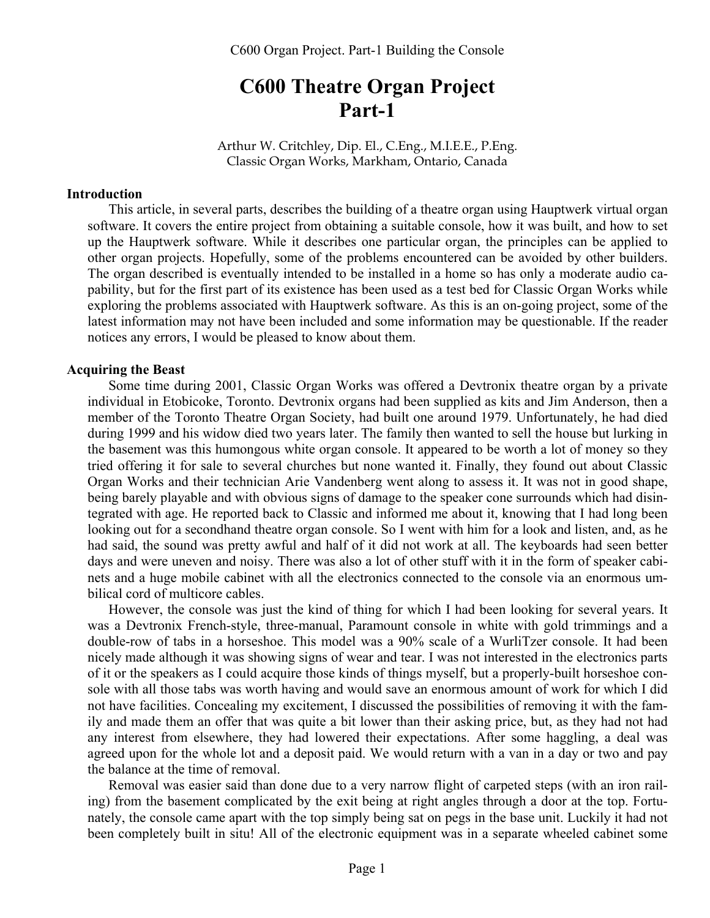# C600 Theatre Organ Project
# Part-1

Arthur W. Critchley, Dip. El., C.Eng., M.I.E.E., P.Eng.
Classic Organ Works, Markham, Ontario, Canada

## Introduction

This article, in several parts, describes the building of a theatre organ using Hauptwerk virtual organ software. It covers the entire project from obtaining a suitable console, how it was built, and how to set up the Hauptwerk software. While it describes one particular organ, the principles can be applied to other organ projects. Hopefully, some of the problems encountered can be avoided by other builders. The organ described is eventually intended to be installed in a home so has only a moderate audio capability, but for the first part of its existence has been used as a test bed for Classic Organ Works while exploring the problems associated with Hauptwerk software. As this is an on-going project, some of the latest information may not have been included and some information may be questionable. If the reader notices any errors, I would be pleased to know about them.

## Acquiring the Beast

Some time during 2001, Classic Organ Works was offered a Devtronix theatre organ by a private individual in Etobicoke, Toronto. Devtronix organs had been supplied as kits and Jim Anderson, then a member of the Toronto Theatre Organ Society, had built one around 1979. Unfortunately, he had died during 1999 and his widow died two years later. The family then wanted to sell the house but lurking in the basement was this humongous white organ console. It appeared to be worth a lot of money so they tried offering it for sale to several churches but none wanted it. Finally, they found out about Classic Organ Works and their technician Arie Vandenberg went along to assess it. It was not in good shape, being barely playable and with obvious signs of damage to the speaker cone surrounds which had disintegrated with age. He reported back to Classic and informed me about it, knowing that I had long been looking out for a secondhand theatre organ console. So I went with him for a look and listen, and, as he had said, the sound was pretty awful and half of it did not work at all. The keyboards had seen better days and were uneven and noisy. There was also a lot of other stuff with it in the form of speaker cabinets and a huge mobile cabinet with all the electronics connected to the console via an enormous umbilical cord of multicore cables.

However, the console was just the kind of thing for which I had been looking for several years. It was a Devtronix French-style, three-manual, Paramount console in white with gold trimmings and a double-row of tabs in a horseshoe. This model was a 90% scale of a WurliTzer console. It had been nicely made although it was showing signs of wear and tear. I was not interested in the electronics parts of it or the speakers as I could acquire those kinds of things myself, but a properly-built horseshoe console with all those tabs was worth having and would save an enormous amount of work for which I did not have facilities. Concealing my excitement, I discussed the possibilities of removing it with the family and made them an offer that was quite a bit lower than their asking price, but, as they had not had any interest from elsewhere, they had lowered their expectations. After some haggling, a deal was agreed upon for the whole lot and a deposit paid. We would return with a van in a day or two and pay the balance at the time of removal.

Removal was easier said than done due to a very narrow flight of carpeted steps (with an iron railing) from the basement complicated by the exit being at right angles through a door at the top. Fortunately, the console came apart with the top simply being sat on pegs in the base unit. Luckily it had not been completely built in situ! All of the electronic equipment was in a separate wheeled cabinet some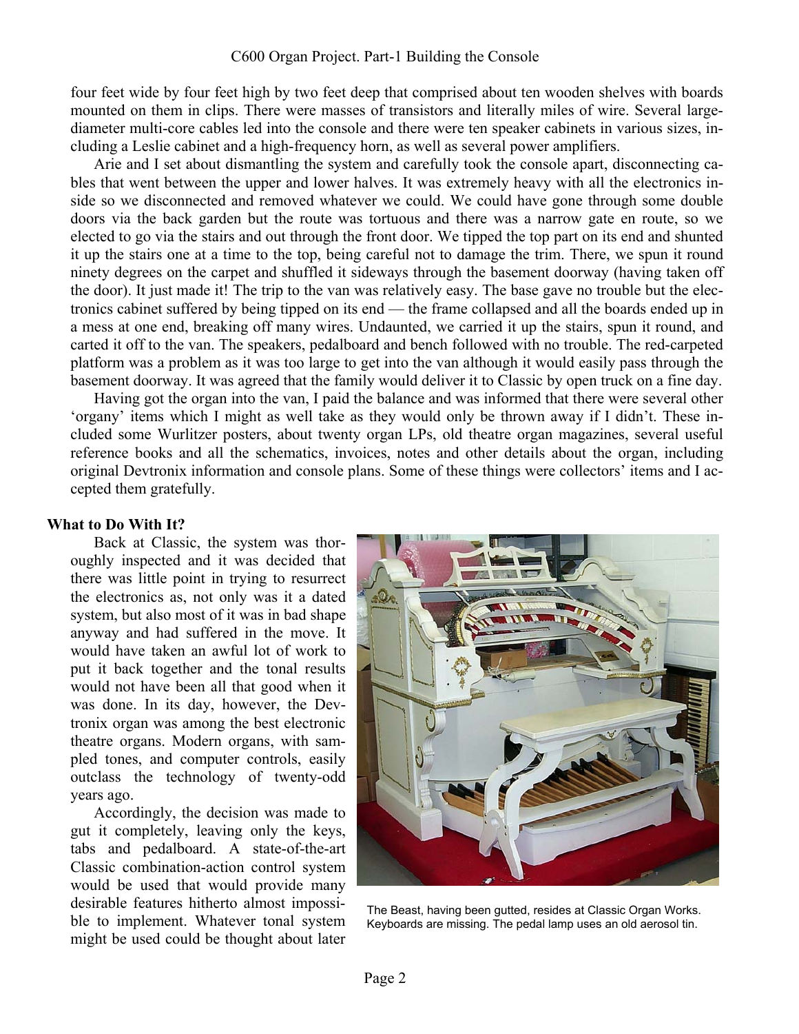four feet wide by four feet high by two feet deep that comprised about ten wooden shelves with boards mounted on them in clips. There were masses of transistors and literally miles of wire. Several large-diameter multi-core cables led into the console and there were ten speaker cabinets in various sizes, including a Leslie cabinet and a high-frequency horn, as well as several power amplifiers.

Arie and I set about dismantling the system and carefully took the console apart, disconnecting cables that went between the upper and lower halves. It was extremely heavy with all the electronics inside so we disconnected and removed whatever we could. We could have gone through some double doors via the back garden but the route was tortuous and there was a narrow gate en route, so we elected to go via the stairs and out through the front door. We tipped the top part on its end and shunted it up the stairs one at a time to the top, being careful not to damage the trim. There, we spun it round ninety degrees on the carpet and shuffled it sideways through the basement doorway (having taken off the door). It just made it! The trip to the van was relatively easy. The base gave no trouble but the electronics cabinet suffered by being tipped on its end — the frame collapsed and all the boards ended up in a mess at one end, breaking off many wires. Undaunted, we carried it up the stairs, spun it round, and carted it off to the van. The speakers, pedalboard and bench followed with no trouble. The red-carpeted platform was a problem as it was too large to get into the van although it would easily pass through the basement doorway. It was agreed that the family would deliver it to Classic by open truck on a fine day.

Having got the organ into the van, I paid the balance and was informed that there were several other 'organy' items which I might as well take as they would only be thrown away if I didn't. These included some Wurlitzer posters, about twenty organ LPs, old theatre organ magazines, several useful reference books and all the schematics, invoices, notes and other details about the organ, including original Devtronix information and console plans. Some of these things were collectors' items and I accepted them gratefully.

**What to Do With It?**

Back at Classic, the system was thoroughly inspected and it was decided that there was little point in trying to resurrect the electronics as, not only was it a dated system, but also most of it was in bad shape anyway and had suffered in the move. It would have taken an awful lot of work to put it back together and the tonal results would not have been all that good when it was done. In its day, however, the Devtronix organ was among the best electronic theatre organs. Modern organs, with sampled tones, and computer controls, easily outclass the technology of twenty-odd years ago.

Accordingly, the decision was made to gut it completely, leaving only the keys, tabs and pedalboard. A state-of-the-art Classic combination-action control system would be used that would provide many desirable features hitherto almost impossible to implement. Whatever tonal system might be used could be thought about later

The Beast, having been gutted, resides at Classic Organ Works. Keyboards are missing. The pedal lamp uses an old aerosol tin.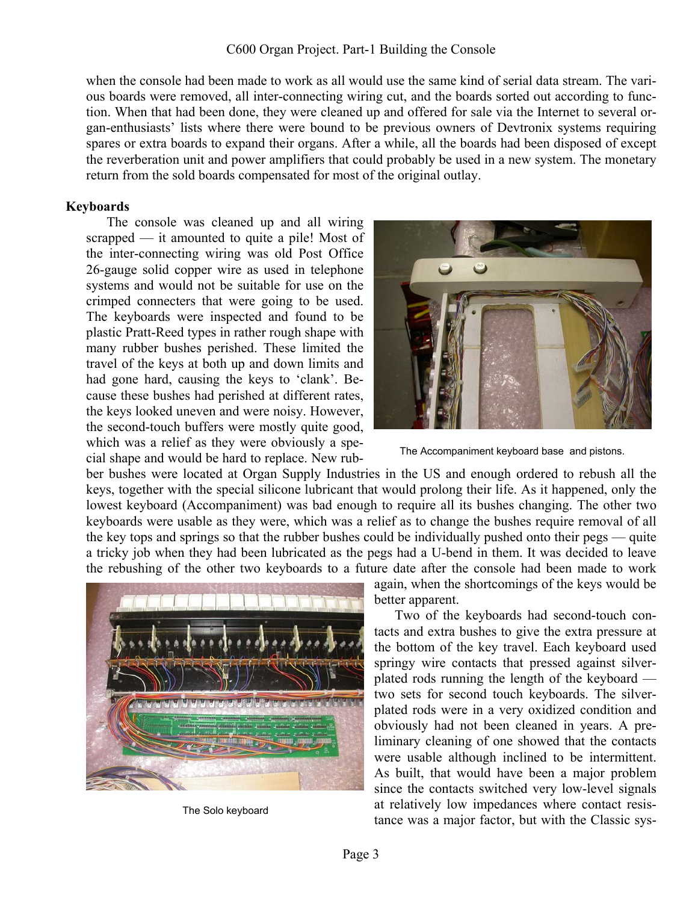when the console had been made to work as all would use the same kind of serial data stream. The various boards were removed, all inter-connecting wiring cut, and the boards sorted out according to function. When that had been done, they were cleaned up and offered for sale via the Internet to several organ-enthusiasts' lists where there were bound to be previous owners of Devtronix systems requiring spares or extra boards to expand their organs. After a while, all the boards had been disposed of except the reverberation unit and power amplifiers that could probably be used in a new system. The monetary return from the sold boards compensated for most of the original outlay.

## Keyboards

The console was cleaned up and all wiring scrapped — it amounted to quite a pile! Most of the inter-connecting wiring was old Post Office 26-gauge solid copper wire as used in telephone systems and would not be suitable for use on the crimped connecters that were going to be used. The keyboards were inspected and found to be plastic Pratt-Reed types in rather rough shape with many rubber bushes perished. These limited the travel of the keys at both up and down limits and had gone hard, causing the keys to 'clank'. Because these bushes had perished at different rates, the keys looked uneven and were noisy. However, the second-touch buffers were mostly quite good, which was a relief as they were obviously a special shape and would be hard to replace. New rubber bushes were located at Organ Supply Industries in the US and enough ordered to rebush all the keys, together with the special silicone lubricant that would prolong their life. As it happened, only the lowest keyboard (Accompaniment) was bad enough to require all its bushes changing. The other two keyboards were usable as they were, which was a relief as to change the bushes require removal of all the key tops and springs so that the rubber bushes could be individually pushed onto their pegs — quite a tricky job when they had been lubricated as the pegs had a U-bend in them. It was decided to leave the rebushing of the other two keyboards to a future date after the console had been made to work again, when the shortcomings of the keys would be better apparent.

The Accompaniment keyboard base and pistons.

Two of the keyboards had second-touch contacts and extra bushes to give the extra pressure at the bottom of the key travel. Each keyboard used springy wire contacts that pressed against silver-plated rods running the length of the keyboard — two sets for second touch keyboards. The silver-plated rods were in a very oxidized condition and obviously had not been cleaned in years. A preliminary cleaning of one showed that the contacts were usable although inclined to be intermittent. As built, that would have been a major problem since the contacts switched very low-level signals at relatively low impedances where contact resistance was a major factor, but with the Classic sys-

The Solo keyboard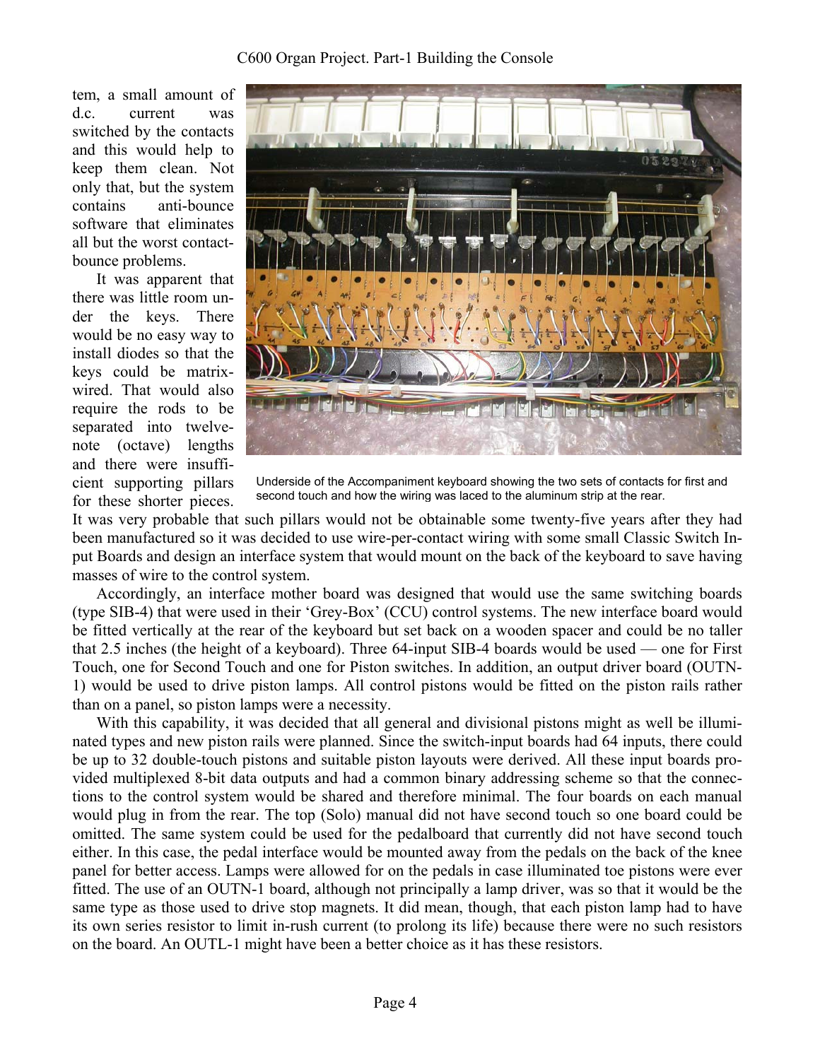tem, a small amount of d.c. current was switched by the contacts and this would help to keep them clean. Not only that, but the system contains anti-bounce software that eliminates all but the worst contact-bounce problems.

It was apparent that there was little room under the keys. There would be no easy way to install diodes so that the keys could be matrix-wired. That would also require the rods to be separated into twelve-note (octave) lengths and there were insufficient supporting pillars for these shorter pieces. It was very probable that such pillars would not be obtainable some twenty-five years after they had been manufactured so it was decided to use wire-per-contact wiring with some small Classic Switch Input Boards and design an interface system that would mount on the back of the keyboard to save having masses of wire to the control system.

Underside of the Accompaniment keyboard showing the two sets of contacts for first and second touch and how the wiring was laced to the aluminum strip at the rear.

Accordingly, an interface mother board was designed that would use the same switching boards (type SIB-4) that were used in their 'Grey-Box' (CCU) control systems. The new interface board would be fitted vertically at the rear of the keyboard but set back on a wooden spacer and could be no taller that 2.5 inches (the height of a keyboard). Three 64-input SIB-4 boards would be used — one for First Touch, one for Second Touch and one for Piston switches. In addition, an output driver board (OUTN-1) would be used to drive piston lamps. All control pistons would be fitted on the piston rails rather than on a panel, so piston lamps were a necessity.

With this capability, it was decided that all general and divisional pistons might as well be illuminated types and new piston rails were planned. Since the switch-input boards had 64 inputs, there could be up to 32 double-touch pistons and suitable piston layouts were derived. All these input boards provided multiplexed 8-bit data outputs and had a common binary addressing scheme so that the connections to the control system would be shared and therefore minimal. The four boards on each manual would plug in from the rear. The top (Solo) manual did not have second touch so one board could be omitted. The same system could be used for the pedalboard that currently did not have second touch either. In this case, the pedal interface would be mounted away from the pedals on the back of the knee panel for better access. Lamps were allowed for on the pedals in case illuminated toe pistons were ever fitted. The use of an OUTN-1 board, although not principally a lamp driver, was so that it would be the same type as those used to drive stop magnets. It did mean, though, that each piston lamp had to have its own series resistor to limit in-rush current (to prolong its life) because there were no such resistors on the board. An OUTL-1 might have been a better choice as it has these resistors.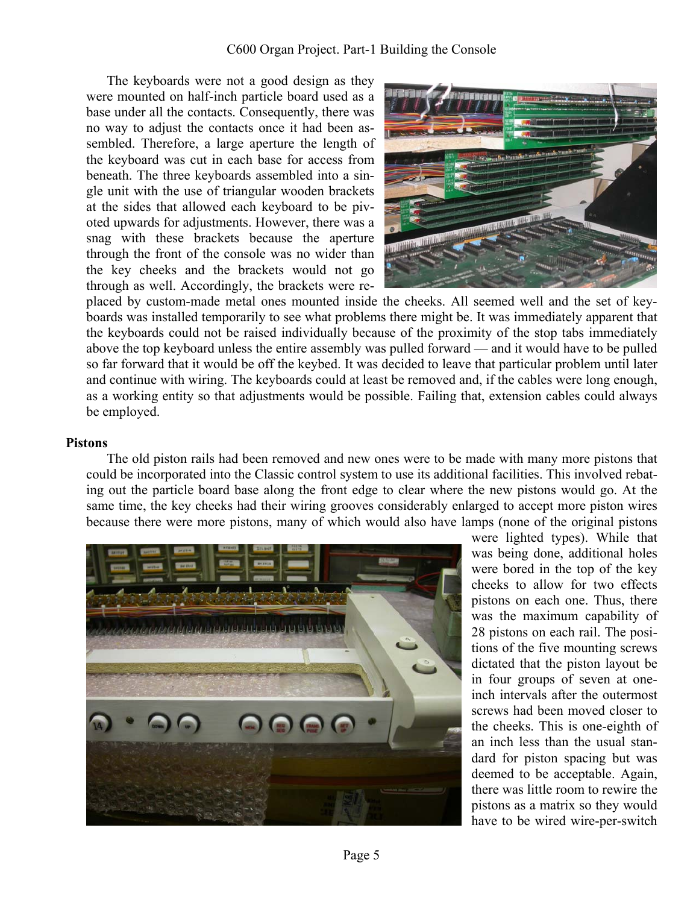The keyboards were not a good design as they were mounted on half-inch particle board used as a base under all the contacts. Consequently, there was no way to adjust the contacts once it had been assembled. Therefore, a large aperture the length of the keyboard was cut in each base for access from beneath. The three keyboards assembled into a single unit with the use of triangular wooden brackets at the sides that allowed each keyboard to be pivoted upwards for adjustments. However, there was a snag with these brackets because the aperture through the front of the console was no wider than the key cheeks and the brackets would not go through as well. Accordingly, the brackets were replaced by custom-made metal ones mounted inside the cheeks. All seemed well and the set of keyboards was installed temporarily to see what problems there might be. It was immediately apparent that the keyboards could not be raised individually because of the proximity of the stop tabs immediately above the top keyboard unless the entire assembly was pulled forward — and it would have to be pulled so far forward that it would be off the keybed. It was decided to leave that particular problem until later and continue with wiring. The keyboards could at least be removed and, if the cables were long enough, as a working entity so that adjustments would be possible. Failing that, extension cables could always be employed.

**Pistons**

The old piston rails had been removed and new ones were to be made with many more pistons that could be incorporated into the Classic control system to use its additional facilities. This involved rebating out the particle board base along the front edge to clear where the new pistons would go. At the same time, the key cheeks had their wiring grooves considerably enlarged to accept more piston wires because there were more pistons, many of which would also have lamps (none of the original pistons were lighted types). While that was being done, additional holes were bored in the top of the key cheeks to allow for two effects pistons on each one. Thus, there was the maximum capability of 28 pistons on each rail. The positions of the five mounting screws dictated that the piston layout be in four groups of seven at one-inch intervals after the outermost screws had been moved closer to the cheeks. This is one-eighth of an inch less than the usual standard for piston spacing but was deemed to be acceptable. Again, there was little room to rewire the pistons as a matrix so they would have to be wired wire-per-switch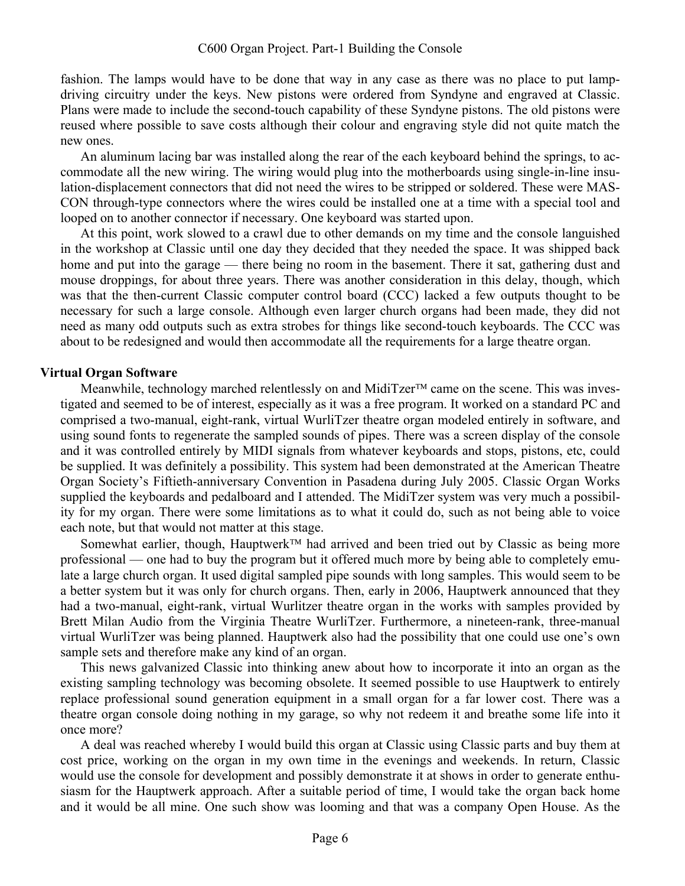fashion. The lamps would have to be done that way in any case as there was no place to put lamp-driving circuitry under the keys. New pistons were ordered from Syndyne and engraved at Classic. Plans were made to include the second-touch capability of these Syndyne pistons. The old pistons were reused where possible to save costs although their colour and engraving style did not quite match the new ones.

An aluminum lacing bar was installed along the rear of the each keyboard behind the springs, to accommodate all the new wiring. The wiring would plug into the motherboards using single-in-line insulation-displacement connectors that did not need the wires to be stripped or soldered. These were MAS-CON through-type connectors where the wires could be installed one at a time with a special tool and looped on to another connector if necessary. One keyboard was started upon.

At this point, work slowed to a crawl due to other demands on my time and the console languished in the workshop at Classic until one day they decided that they needed the space. It was shipped back home and put into the garage — there being no room in the basement. There it sat, gathering dust and mouse droppings, for about three years. There was another consideration in this delay, though, which was that the then-current Classic computer control board (CCC) lacked a few outputs thought to be necessary for such a large console. Although even larger church organs had been made, they did not need as many odd outputs such as extra strobes for things like second-touch keyboards. The CCC was about to be redesigned and would then accommodate all the requirements for a large theatre organ.

**Virtual Organ Software**

Meanwhile, technology marched relentlessly on and MidiTzer™ came on the scene. This was investigated and seemed to be of interest, especially as it was a free program. It worked on a standard PC and comprised a two-manual, eight-rank, virtual WurliTzer theatre organ modeled entirely in software, and using sound fonts to regenerate the sampled sounds of pipes. There was a screen display of the console and it was controlled entirely by MIDI signals from whatever keyboards and stops, pistons, etc, could be supplied. It was definitely a possibility. This system had been demonstrated at the American Theatre Organ Society's Fiftieth-anniversary Convention in Pasadena during July 2005. Classic Organ Works supplied the keyboards and pedalboard and I attended. The MidiTzer system was very much a possibility for my organ. There were some limitations as to what it could do, such as not being able to voice each note, but that would not matter at this stage.

Somewhat earlier, though, Hauptwerk™ had arrived and been tried out by Classic as being more professional — one had to buy the program but it offered much more by being able to completely emulate a large church organ. It used digital sampled pipe sounds with long samples. This would seem to be a better system but it was only for church organs. Then, early in 2006, Hauptwerk announced that they had a two-manual, eight-rank, virtual Wurlitzer theatre organ in the works with samples provided by Brett Milan Audio from the Virginia Theatre WurliTzer. Furthermore, a nineteen-rank, three-manual virtual WurliTzer was being planned. Hauptwerk also had the possibility that one could use one's own sample sets and therefore make any kind of an organ.

This news galvanized Classic into thinking anew about how to incorporate it into an organ as the existing sampling technology was becoming obsolete. It seemed possible to use Hauptwerk to entirely replace professional sound generation equipment in a small organ for a far lower cost. There was a theatre organ console doing nothing in my garage, so why not redeem it and breathe some life into it once more?

A deal was reached whereby I would build this organ at Classic using Classic parts and buy them at cost price, working on the organ in my own time in the evenings and weekends. In return, Classic would use the console for development and possibly demonstrate it at shows in order to generate enthusiasm for the Hauptwerk approach. After a suitable period of time, I would take the organ back home and it would be all mine. One such show was looming and that was a company Open House. As the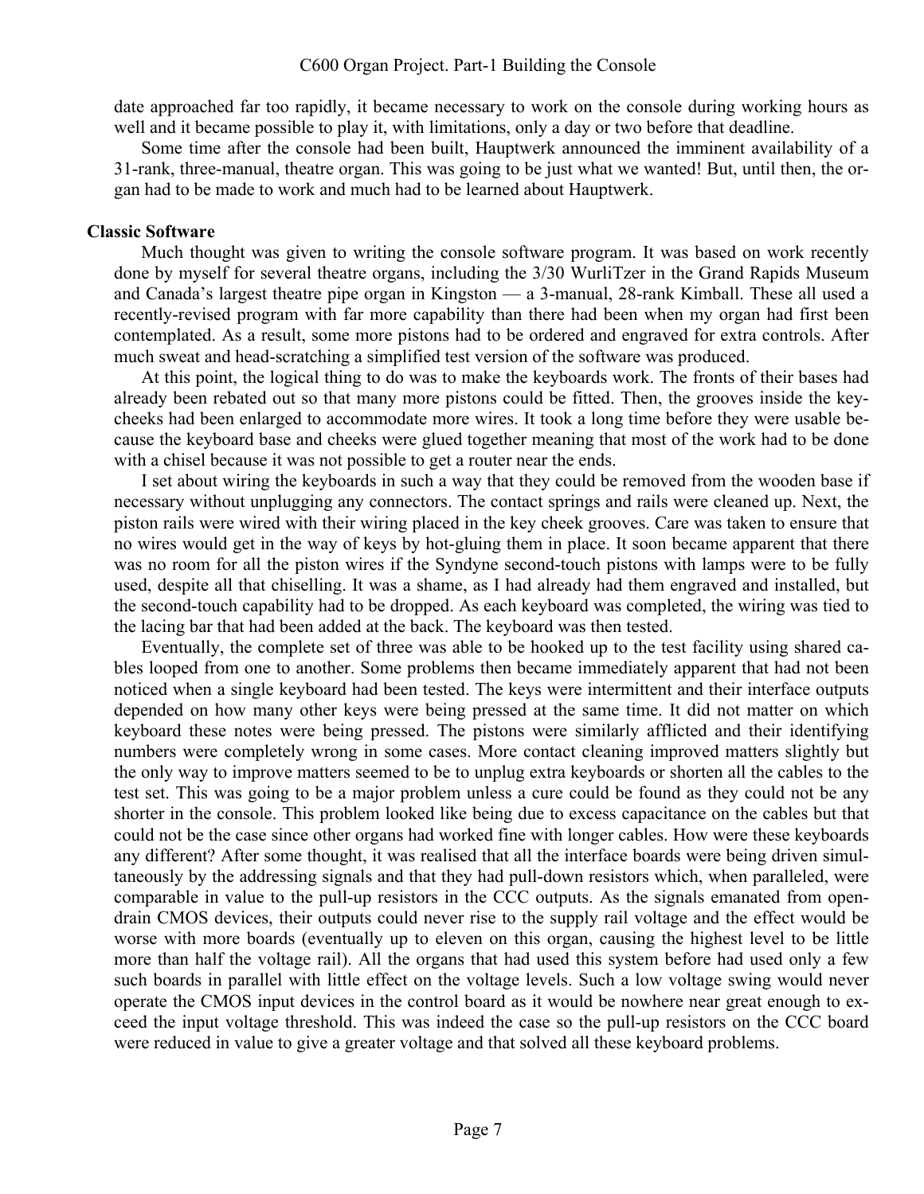date approached far too rapidly, it became necessary to work on the console during working hours as well and it became possible to play it, with limitations, only a day or two before that deadline.

Some time after the console had been built, Hauptwerk announced the imminent availability of a 31-rank, three-manual, theatre organ. This was going to be just what we wanted! But, until then, the organ had to be made to work and much had to be learned about Hauptwerk.

**Classic Software**

Much thought was given to writing the console software program. It was based on work recently done by myself for several theatre organs, including the 3/30 WurliTzer in the Grand Rapids Museum and Canada's largest theatre pipe organ in Kingston — a 3-manual, 28-rank Kimball. These all used a recently-revised program with far more capability than there had been when my organ had first been contemplated. As a result, some more pistons had to be ordered and engraved for extra controls. After much sweat and head-scratching a simplified test version of the software was produced.

At this point, the logical thing to do was to make the keyboards work. The fronts of their bases had already been rebated out so that many more pistons could be fitted. Then, the grooves inside the key-cheeks had been enlarged to accommodate more wires. It took a long time before they were usable because the keyboard base and cheeks were glued together meaning that most of the work had to be done with a chisel because it was not possible to get a router near the ends.

I set about wiring the keyboards in such a way that they could be removed from the wooden base if necessary without unplugging any connectors. The contact springs and rails were cleaned up. Next, the piston rails were wired with their wiring placed in the key cheek grooves. Care was taken to ensure that no wires would get in the way of keys by hot-gluing them in place. It soon became apparent that there was no room for all the piston wires if the Syndyne second-touch pistons with lamps were to be fully used, despite all that chiselling. It was a shame, as I had already had them engraved and installed, but the second-touch capability had to be dropped. As each keyboard was completed, the wiring was tied to the lacing bar that had been added at the back. The keyboard was then tested.

Eventually, the complete set of three was able to be hooked up to the test facility using shared cables looped from one to another. Some problems then became immediately apparent that had not been noticed when a single keyboard had been tested. The keys were intermittent and their interface outputs depended on how many other keys were being pressed at the same time. It did not matter on which keyboard these notes were being pressed. The pistons were similarly afflicted and their identifying numbers were completely wrong in some cases. More contact cleaning improved matters slightly but the only way to improve matters seemed to be to unplug extra keyboards or shorten all the cables to the test set. This was going to be a major problem unless a cure could be found as they could not be any shorter in the console. This problem looked like being due to excess capacitance on the cables but that could not be the case since other organs had worked fine with longer cables. How were these keyboards any different? After some thought, it was realised that all the interface boards were being driven simultaneously by the addressing signals and that they had pull-down resistors which, when paralleled, were comparable in value to the pull-up resistors in the CCC outputs. As the signals emanated from open-drain CMOS devices, their outputs could never rise to the supply rail voltage and the effect would be worse with more boards (eventually up to eleven on this organ, causing the highest level to be little more than half the voltage rail). All the organs that had used this system before had used only a few such boards in parallel with little effect on the voltage levels. Such a low voltage swing would never operate the CMOS input devices in the control board as it would be nowhere near great enough to exceed the input voltage threshold. This was indeed the case so the pull-up resistors on the CCC board were reduced in value to give a greater voltage and that solved all these keyboard problems.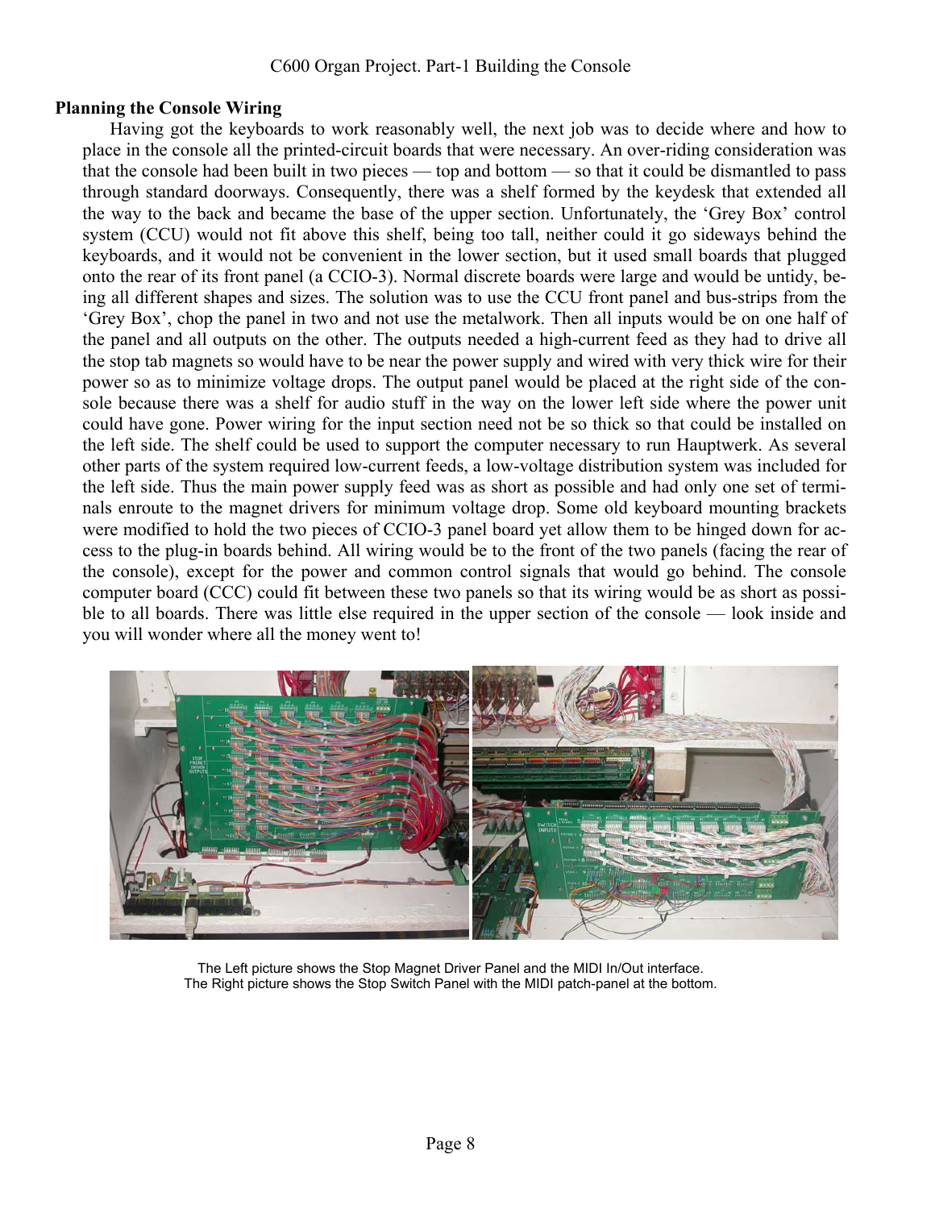## Planning the Console Wiring

Having got the keyboards to work reasonably well, the next job was to decide where and how to place in the console all the printed-circuit boards that were necessary. An over-riding consideration was that the console had been built in two pieces — top and bottom — so that it could be dismantled to pass through standard doorways. Consequently, there was a shelf formed by the keydesk that extended all the way to the back and became the base of the upper section. Unfortunately, the 'Grey Box' control system (CCU) would not fit above this shelf, being too tall, neither could it go sideways behind the keyboards, and it would not be convenient in the lower section, but it used small boards that plugged onto the rear of its front panel (a CCIO-3). Normal discrete boards were large and would be untidy, being all different shapes and sizes. The solution was to use the CCU front panel and bus-strips from the 'Grey Box', chop the panel in two and not use the metalwork. Then all inputs would be on one half of the panel and all outputs on the other. The outputs needed a high-current feed as they had to drive all the stop tab magnets so would have to be near the power supply and wired with very thick wire for their power so as to minimize voltage drops. The output panel would be placed at the right side of the console because there was a shelf for audio stuff in the way on the lower left side where the power unit could have gone. Power wiring for the input section need not be so thick so that could be installed on the left side. The shelf could be used to support the computer necessary to run Hauptwerk. As several other parts of the system required low-current feeds, a low-voltage distribution system was included for the left side. Thus the main power supply feed was as short as possible and had only one set of terminals enroute to the magnet drivers for minimum voltage drop. Some old keyboard mounting brackets were modified to hold the two pieces of CCIO-3 panel board yet allow them to be hinged down for access to the plug-in boards behind. All wiring would be to the front of the two panels (facing the rear of the console), except for the power and common control signals that would go behind. The console computer board (CCC) could fit between these two panels so that its wiring would be as short as possible to all boards. There was little else required in the upper section of the console — look inside and you will wonder where all the money went to!

The Left picture shows the Stop Magnet Driver Panel and the MIDI In/Out interface.
The Right picture shows the Stop Switch Panel with the MIDI patch-panel at the bottom.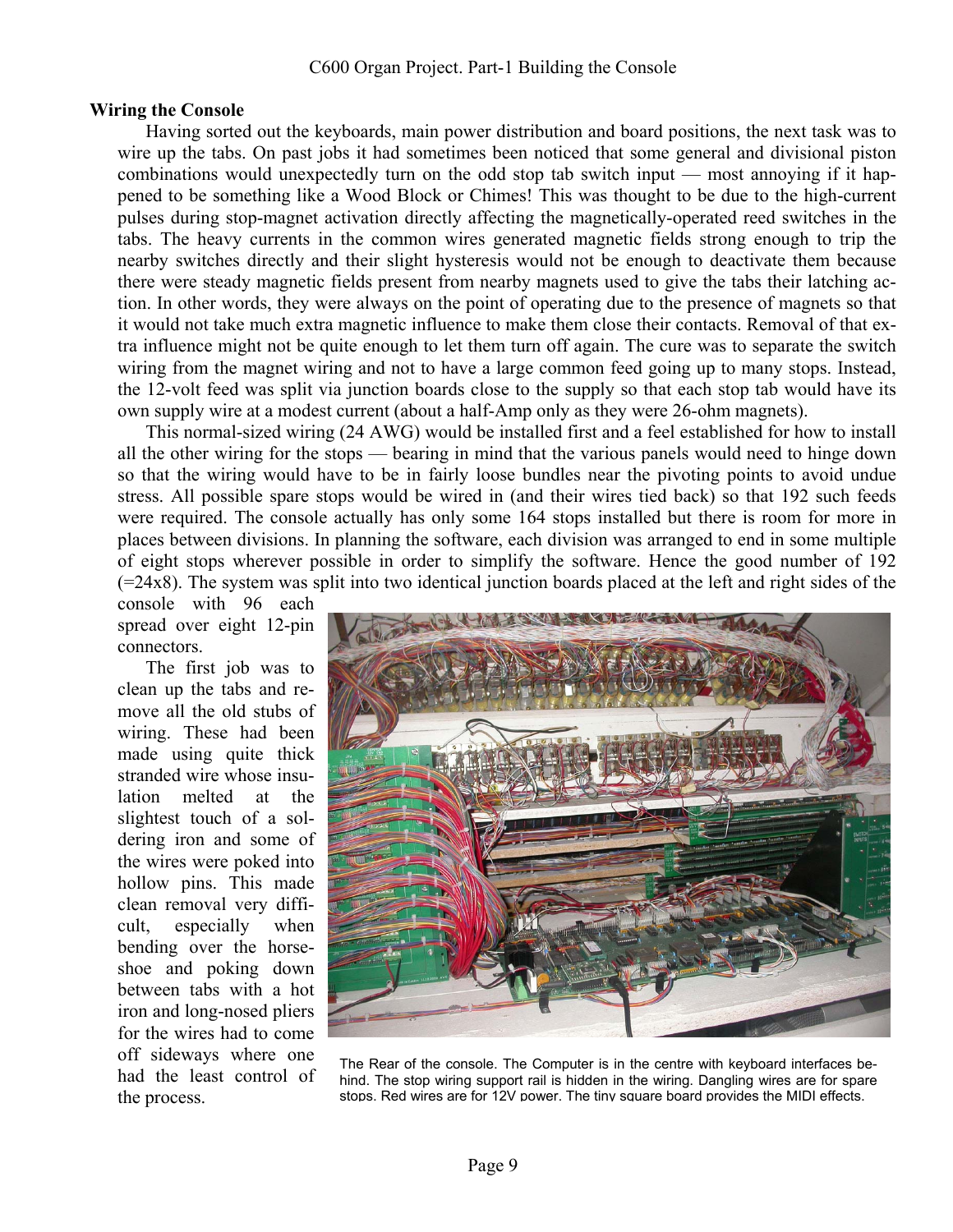## Wiring the Console

Having sorted out the keyboards, main power distribution and board positions, the next task was to wire up the tabs. On past jobs it had sometimes been noticed that some general and divisional piston combinations would unexpectedly turn on the odd stop tab switch input — most annoying if it happened to be something like a Wood Block or Chimes! This was thought to be due to the high-current pulses during stop-magnet activation directly affecting the magnetically-operated reed switches in the tabs. The heavy currents in the common wires generated magnetic fields strong enough to trip the nearby switches directly and their slight hysteresis would not be enough to deactivate them because there were steady magnetic fields present from nearby magnets used to give the tabs their latching action. In other words, they were always on the point of operating due to the presence of magnets so that it would not take much extra magnetic influence to make them close their contacts. Removal of that extra influence might not be quite enough to let them turn off again. The cure was to separate the switch wiring from the magnet wiring and not to have a large common feed going up to many stops. Instead, the 12-volt feed was split via junction boards close to the supply so that each stop tab would have its own supply wire at a modest current (about a half-Amp only as they were 26-ohm magnets).

This normal-sized wiring (24 AWG) would be installed first and a feel established for how to install all the other wiring for the stops — bearing in mind that the various panels would need to hinge down so that the wiring would have to be in fairly loose bundles near the pivoting points to avoid undue stress. All possible spare stops would be wired in (and their wires tied back) so that 192 such feeds were required. The console actually has only some 164 stops installed but there is room for more in places between divisions. In planning the software, each division was arranged to end in some multiple of eight stops wherever possible in order to simplify the software. Hence the good number of 192 (=24x8). The system was split into two identical junction boards placed at the left and right sides of the console with 96 each spread over eight 12-pin connectors.

The first job was to clean up the tabs and remove all the old stubs of wiring. These had been made using quite thick stranded wire whose insulation melted at the slightest touch of a soldering iron and some of the wires were poked into hollow pins. This made clean removal very difficult, especially when bending over the horseshoe and poking down between tabs with a hot iron and long-nosed pliers for the wires had to come off sideways where one had the least control of the process.

The Rear of the console. The Computer is in the centre with keyboard interfaces behind. The stop wiring support rail is hidden in the wiring. Dangling wires are for spare stops. Red wires are for 12V power. The tiny square board provides the MIDI effects.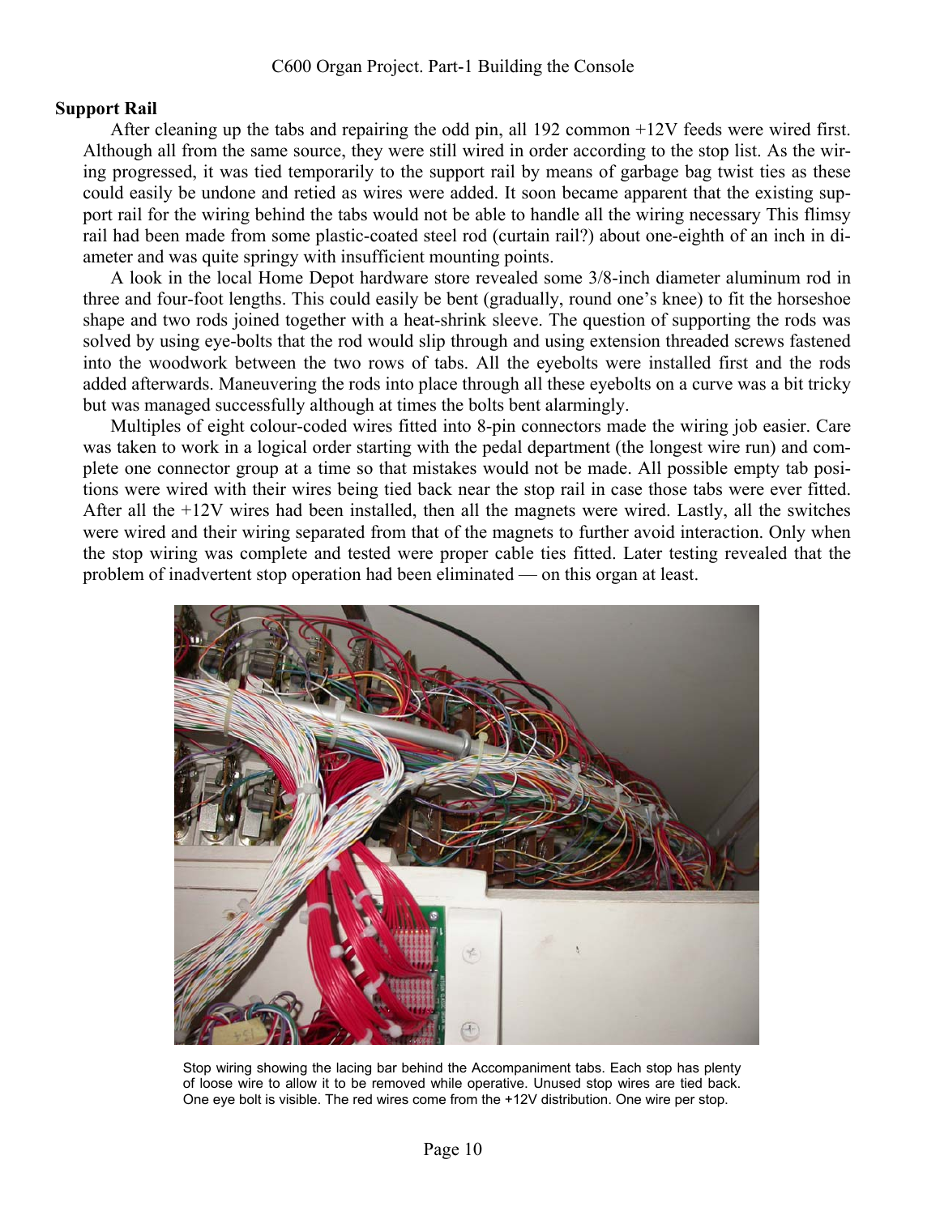## Support Rail

After cleaning up the tabs and repairing the odd pin, all 192 common +12V feeds were wired first. Although all from the same source, they were still wired in order according to the stop list. As the wiring progressed, it was tied temporarily to the support rail by means of garbage bag twist ties as these could easily be undone and retied as wires were added. It soon became apparent that the existing support rail for the wiring behind the tabs would not be able to handle all the wiring necessary This flimsy rail had been made from some plastic-coated steel rod (curtain rail?) about one-eighth of an inch in diameter and was quite springy with insufficient mounting points.

A look in the local Home Depot hardware store revealed some 3/8-inch diameter aluminum rod in three and four-foot lengths. This could easily be bent (gradually, round one's knee) to fit the horseshoe shape and two rods joined together with a heat-shrink sleeve. The question of supporting the rods was solved by using eye-bolts that the rod would slip through and using extension threaded screws fastened into the woodwork between the two rows of tabs. All the eyebolts were installed first and the rods added afterwards. Maneuvering the rods into place through all these eyebolts on a curve was a bit tricky but was managed successfully although at times the bolts bent alarmingly.

Multiples of eight colour-coded wires fitted into 8-pin connectors made the wiring job easier. Care was taken to work in a logical order starting with the pedal department (the longest wire run) and complete one connector group at a time so that mistakes would not be made. All possible empty tab positions were wired with their wires being tied back near the stop rail in case those tabs were ever fitted. After all the +12V wires had been installed, then all the magnets were wired. Lastly, all the switches were wired and their wiring separated from that of the magnets to further avoid interaction. Only when the stop wiring was complete and tested were proper cable ties fitted. Later testing revealed that the problem of inadvertent stop operation had been eliminated — on this organ at least.

Stop wiring showing the lacing bar behind the Accompaniment tabs. Each stop has plenty of loose wire to allow it to be removed while operative. Unused stop wires are tied back. One eye bolt is visible. The red wires come from the +12V distribution. One wire per stop.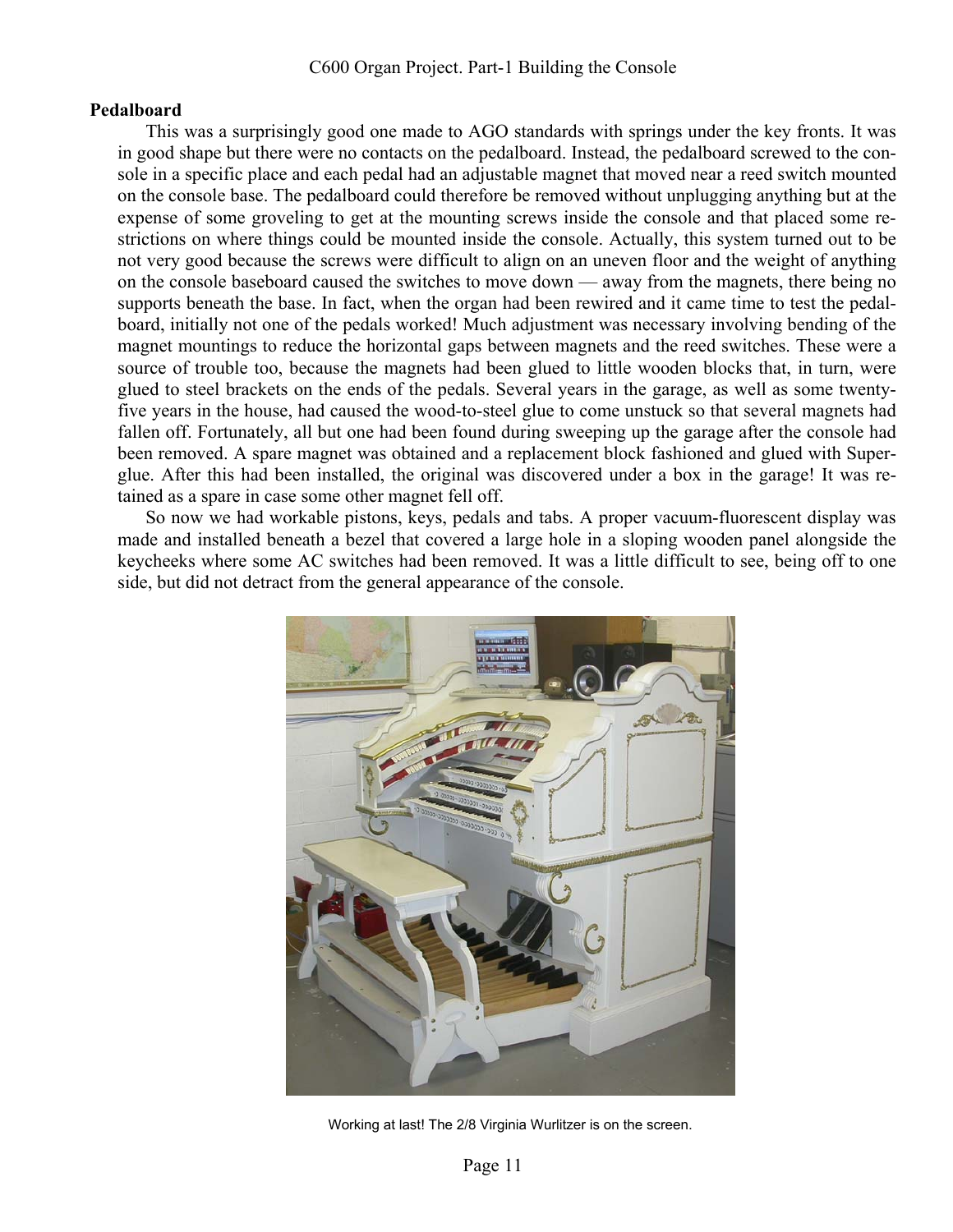### Pedalboard

This was a surprisingly good one made to AGO standards with springs under the key fronts. It was in good shape but there were no contacts on the pedalboard. Instead, the pedalboard screwed to the console in a specific place and each pedal had an adjustable magnet that moved near a reed switch mounted on the console base. The pedalboard could therefore be removed without unplugging anything but at the expense of some groveling to get at the mounting screws inside the console and that placed some restrictions on where things could be mounted inside the console. Actually, this system turned out to be not very good because the screws were difficult to align on an uneven floor and the weight of anything on the console baseboard caused the switches to move down — away from the magnets, there being no supports beneath the base. In fact, when the organ had been rewired and it came time to test the pedalboard, initially not one of the pedals worked! Much adjustment was necessary involving bending of the magnet mountings to reduce the horizontal gaps between magnets and the reed switches. These were a source of trouble too, because the magnets had been glued to little wooden blocks that, in turn, were glued to steel brackets on the ends of the pedals. Several years in the garage, as well as some twenty-five years in the house, had caused the wood-to-steel glue to come unstuck so that several magnets had fallen off. Fortunately, all but one had been found during sweeping up the garage after the console had been removed. A spare magnet was obtained and a replacement block fashioned and glued with Superglue. After this had been installed, the original was discovered under a box in the garage! It was retained as a spare in case some other magnet fell off.

So now we had workable pistons, keys, pedals and tabs. A proper vacuum-fluorescent display was made and installed beneath a bezel that covered a large hole in a sloping wooden panel alongside the keycheeks where some AC switches had been removed. It was a little difficult to see, being off to one side, but did not detract from the general appearance of the console.

Working at last! The 2/8 Virginia Wurlitzer is on the screen.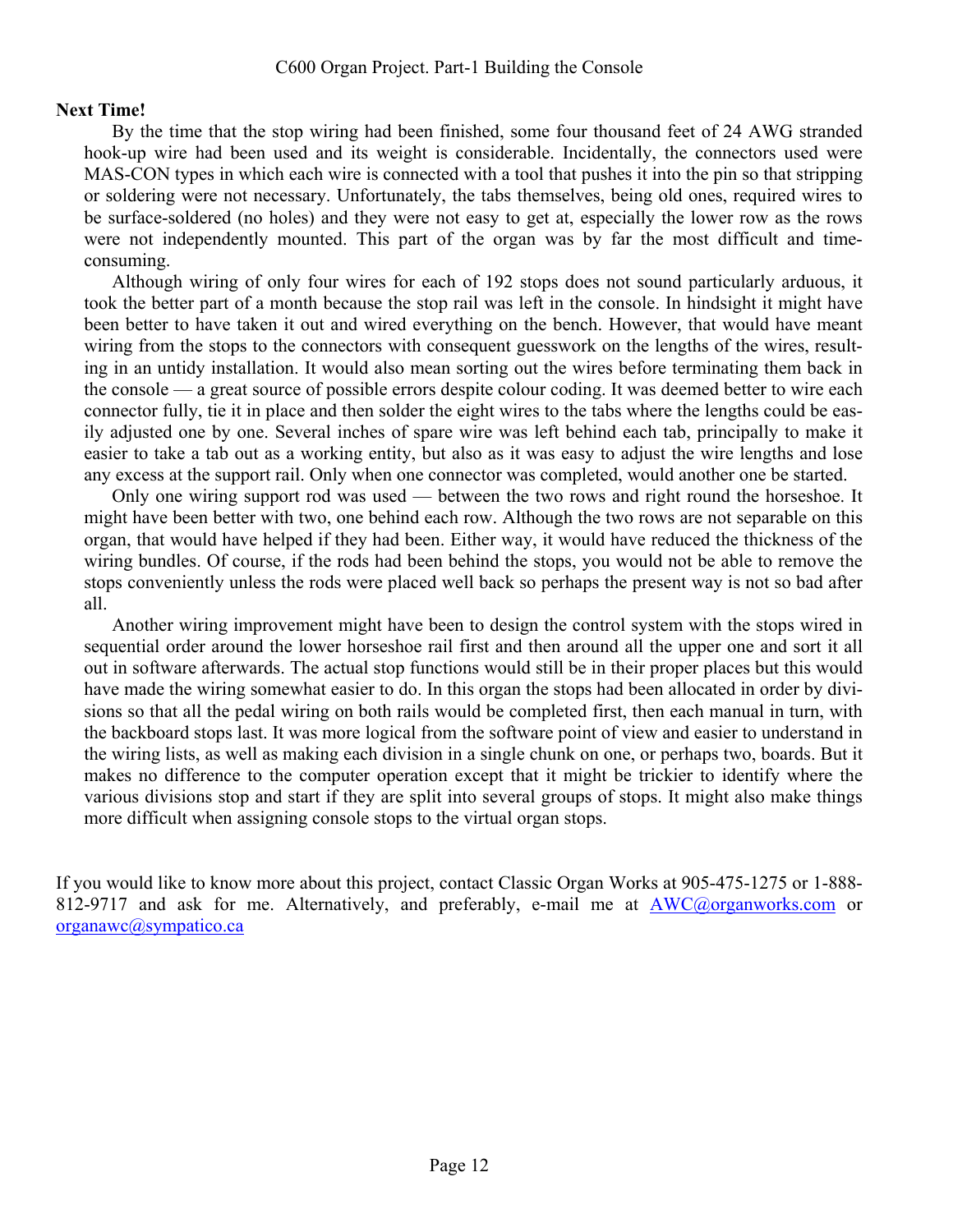### Next Time!

By the time that the stop wiring had been finished, some four thousand feet of 24 AWG stranded hook-up wire had been used and its weight is considerable. Incidentally, the connectors used were MAS-CON types in which each wire is connected with a tool that pushes it into the pin so that stripping or soldering were not necessary. Unfortunately, the tabs themselves, being old ones, required wires to be surface-soldered (no holes) and they were not easy to get at, especially the lower row as the rows were not independently mounted. This part of the organ was by far the most difficult and time-consuming.

Although wiring of only four wires for each of 192 stops does not sound particularly arduous, it took the better part of a month because the stop rail was left in the console. In hindsight it might have been better to have taken it out and wired everything on the bench. However, that would have meant wiring from the stops to the connectors with consequent guesswork on the lengths of the wires, resulting in an untidy installation. It would also mean sorting out the wires before terminating them back in the console — a great source of possible errors despite colour coding. It was deemed better to wire each connector fully, tie it in place and then solder the eight wires to the tabs where the lengths could be easily adjusted one by one. Several inches of spare wire was left behind each tab, principally to make it easier to take a tab out as a working entity, but also as it was easy to adjust the wire lengths and lose any excess at the support rail. Only when one connector was completed, would another one be started.

Only one wiring support rod was used — between the two rows and right round the horseshoe. It might have been better with two, one behind each row. Although the two rows are not separable on this organ, that would have helped if they had been. Either way, it would have reduced the thickness of the wiring bundles. Of course, if the rods had been behind the stops, you would not be able to remove the stops conveniently unless the rods were placed well back so perhaps the present way is not so bad after all.

Another wiring improvement might have been to design the control system with the stops wired in sequential order around the lower horseshoe rail first and then around all the upper one and sort it all out in software afterwards. The actual stop functions would still be in their proper places but this would have made the wiring somewhat easier to do. In this organ the stops had been allocated in order by divisions so that all the pedal wiring on both rails would be completed first, then each manual in turn, with the backboard stops last. It was more logical from the software point of view and easier to understand in the wiring lists, as well as making each division in a single chunk on one, or perhaps two, boards. But it makes no difference to the computer operation except that it might be trickier to identify where the various divisions stop and start if they are split into several groups of stops. It might also make things more difficult when assigning console stops to the virtual organ stops.

If you would like to know more about this project, contact Classic Organ Works at 905-475-1275 or 1-888-812-9717 and ask for me. Alternatively, and preferably, e-mail me at AWC@organworks.com or organawc@sympatico.ca